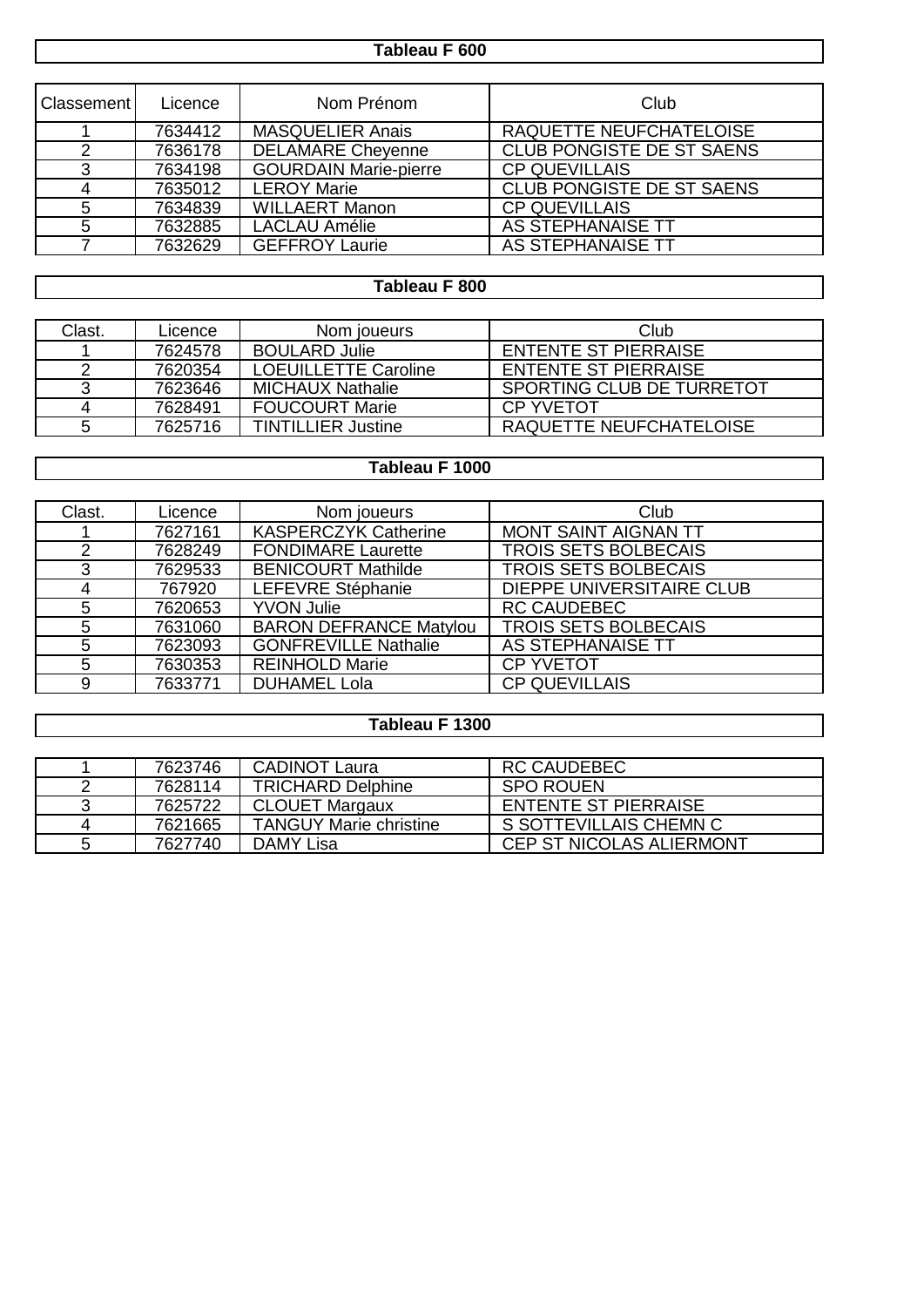## Tableau F 600

| Classement | Licence | Nom Prénom | Club |
|---|---|---|---|
| 1 | 7634412 | MASQUELIER Anais | RAQUETTE NEUFCHATELOISE |
| 2 | 7636178 | DELAMARE Cheyenne | CLUB PONGISTE DE ST SAENS |
| 3 | 7634198 | GOURDAIN Marie-pierre | CP QUEVILLAIS |
| 4 | 7635012 | LEROY Marie | CLUB PONGISTE DE ST SAENS |
| 5 | 7634839 | WILLAERT Manon | CP QUEVILLAIS |
| 5 | 7632885 | LACLAU Amélie | AS STEPHANAISE TT |
| 7 | 7632629 | GEFFROY Laurie | AS STEPHANAISE TT |

## Tableau F 800

| Clast. | Licence | Nom joueurs | Club |
|---|---|---|---|
| 1 | 7624578 | BOULARD Julie | ENTENTE ST PIERRAISE |
| 2 | 7620354 | LOEUILLETTE Caroline | ENTENTE ST PIERRAISE |
| 3 | 7623646 | MICHAUX Nathalie | SPORTING CLUB DE TURRETOT |
| 4 | 7628491 | FOUCOURT Marie | CP YVETOT |
| 5 | 7625716 | TINTILLIER Justine | RAQUETTE NEUFCHATELOISE |

## Tableau F 1000

| Clast. | Licence | Nom joueurs | Club |
|---|---|---|---|
| 1 | 7627161 | KASPERCZYK Catherine | MONT SAINT AIGNAN TT |
| 2 | 7628249 | FONDIMARE Laurette | TROIS SETS BOLBECAIS |
| 3 | 7629533 | BENICOURT Mathilde | TROIS SETS BOLBECAIS |
| 4 | 767920 | LEFEVRE Stéphanie | DIEPPE UNIVERSITAIRE CLUB |
| 5 | 7620653 | YVON Julie | RC CAUDEBEC |
| 5 | 7631060 | BARON DEFRANCE Matylou | TROIS SETS BOLBECAIS |
| 5 | 7623093 | GONFREVILLE Nathalie | AS STEPHANAISE TT |
| 5 | 7630353 | REINHOLD Marie | CP YVETOT |
| 9 | 7633771 | DUHAMEL Lola | CP QUEVILLAIS |

## Tableau F 1300

| | | | |
|---|---|---|---|
| 1 | 7623746 | CADINOT Laura | RC CAUDEBEC |
| 2 | 7628114 | TRICHARD Delphine | SPO ROUEN |
| 3 | 7625722 | CLOUET Margaux | ENTENTE ST PIERRAISE |
| 4 | 7621665 | TANGUY Marie christine | S SOTTEVILLAIS CHEMN C |
| 5 | 7627740 | DAMY Lisa | CEP ST NICOLAS ALIERMONT |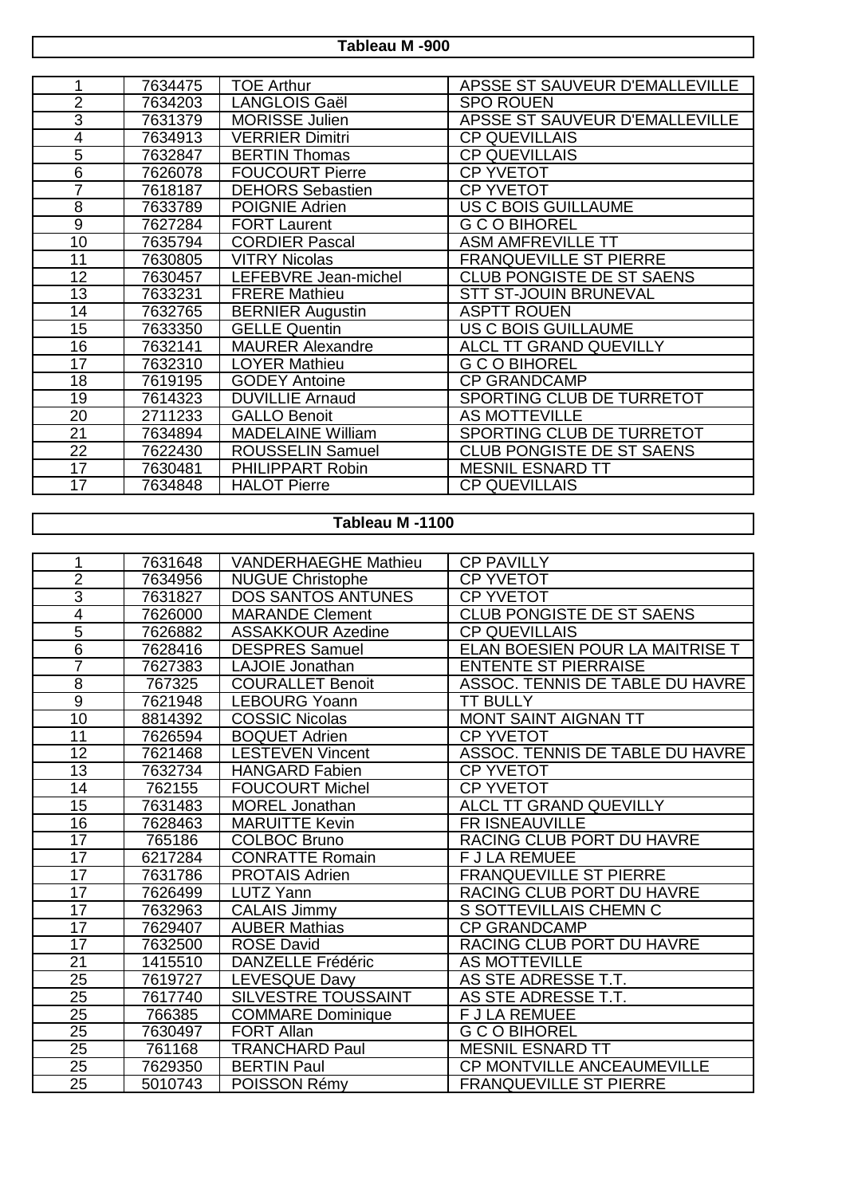## Tableau M -900

| | | | |
|---|---|---|---|
| 1 | 7634475 | TOE Arthur | APSSE ST SAUVEUR D'EMALLEVILLE |
| 2 | 7634203 | LANGLOIS Gaël | SPO ROUEN |
| 3 | 7631379 | MORISSE Julien | APSSE ST SAUVEUR D'EMALLEVILLE |
| 4 | 7634913 | VERRIER Dimitri | CP QUEVILLAIS |
| 5 | 7632847 | BERTIN Thomas | CP QUEVILLAIS |
| 6 | 7626078 | FOUCOURT Pierre | CP YVETOT |
| 7 | 7618187 | DEHORS Sebastien | CP YVETOT |
| 8 | 7633789 | POIGNIE Adrien | US C BOIS GUILLAUME |
| 9 | 7627284 | FORT Laurent | G C O BIHOREL |
| 10 | 7635794 | CORDIER Pascal | ASM AMFREVILLE TT |
| 11 | 7630805 | VITRY Nicolas | FRANQUEVILLE ST PIERRE |
| 12 | 7630457 | LEFEBVRE Jean-michel | CLUB PONGISTE DE ST SAENS |
| 13 | 7633231 | FRERE Mathieu | STT ST-JOUIN BRUNEVAL |
| 14 | 7632765 | BERNIER Augustin | ASPTT ROUEN |
| 15 | 7633350 | GELLE Quentin | US C BOIS GUILLAUME |
| 16 | 7632141 | MAURER Alexandre | ALCL TT GRAND QUEVILLY |
| 17 | 7632310 | LOYER Mathieu | G C O BIHOREL |
| 18 | 7619195 | GODEY Antoine | CP GRANDCAMP |
| 19 | 7614323 | DUVILLIE Arnaud | SPORTING CLUB DE TURRETOT |
| 20 | 2711233 | GALLO Benoit | AS MOTTEVILLE |
| 21 | 7634894 | MADELAINE William | SPORTING CLUB DE TURRETOT |
| 22 | 7622430 | ROUSSELIN Samuel | CLUB PONGISTE DE ST SAENS |
| 17 | 7630481 | PHILIPPART Robin | MESNIL ESNARD TT |
| 17 | 7634848 | HALOT Pierre | CP QUEVILLAIS |

## Tableau M -1100

| | | | |
|---|---|---|---|
| 1 | 7631648 | VANDERHAEGHE Mathieu | CP PAVILLY |
| 2 | 7634956 | NUGUE Christophe | CP YVETOT |
| 3 | 7631827 | DOS SANTOS ANTUNES | CP YVETOT |
| 4 | 7626000 | MARANDE Clement | CLUB PONGISTE DE ST SAENS |
| 5 | 7626882 | ASSAKKOUR Azedine | CP QUEVILLAIS |
| 6 | 7628416 | DESPRES Samuel | ELAN BOESIEN POUR LA MAITRISE T |
| 7 | 7627383 | LAJOIE Jonathan | ENTENTE ST PIERRAISE |
| 8 | 767325 | COURALLET Benoit | ASSOC. TENNIS DE TABLE DU HAVRE |
| 9 | 7621948 | LEBOURG Yoann | TT BULLY |
| 10 | 8814392 | COSSIC Nicolas | MONT SAINT AIGNAN TT |
| 11 | 7626594 | BOQUET Adrien | CP YVETOT |
| 12 | 7621468 | LESTEVEN Vincent | ASSOC. TENNIS DE TABLE DU HAVRE |
| 13 | 7632734 | HANGARD Fabien | CP YVETOT |
| 14 | 762155 | FOUCOURT Michel | CP YVETOT |
| 15 | 7631483 | MOREL Jonathan | ALCL TT GRAND QUEVILLY |
| 16 | 7628463 | MARUITTE Kevin | FR ISNEAUVILLE |
| 17 | 765186 | COLBOC Bruno | RACING CLUB PORT DU HAVRE |
| 17 | 6217284 | CONRATTE Romain | F J LA REMUEE |
| 17 | 7631786 | PROTAIS Adrien | FRANQUEVILLE ST PIERRE |
| 17 | 7626499 | LUTZ Yann | RACING CLUB PORT DU HAVRE |
| 17 | 7632963 | CALAIS Jimmy | S SOTTEVILLAIS CHEMN C |
| 17 | 7629407 | AUBER Mathias | CP GRANDCAMP |
| 17 | 7632500 | ROSE David | RACING CLUB PORT DU HAVRE |
| 21 | 1415510 | DANZELLE Frédéric | AS MOTTEVILLE |
| 25 | 7619727 | LEVESQUE Davy | AS STE ADRESSE T.T. |
| 25 | 7617740 | SILVESTRE TOUSSAINT | AS STE ADRESSE T.T. |
| 25 | 766385 | COMMARE Dominique | F J LA REMUEE |
| 25 | 7630497 | FORT Allan | G C O BIHOREL |
| 25 | 761168 | TRANCHARD Paul | MESNIL ESNARD TT |
| 25 | 7629350 | BERTIN Paul | CP MONTVILLE ANCEAUMEVILLE |
| 25 | 5010743 | POISSON Rémy | FRANQUEVILLE ST PIERRE |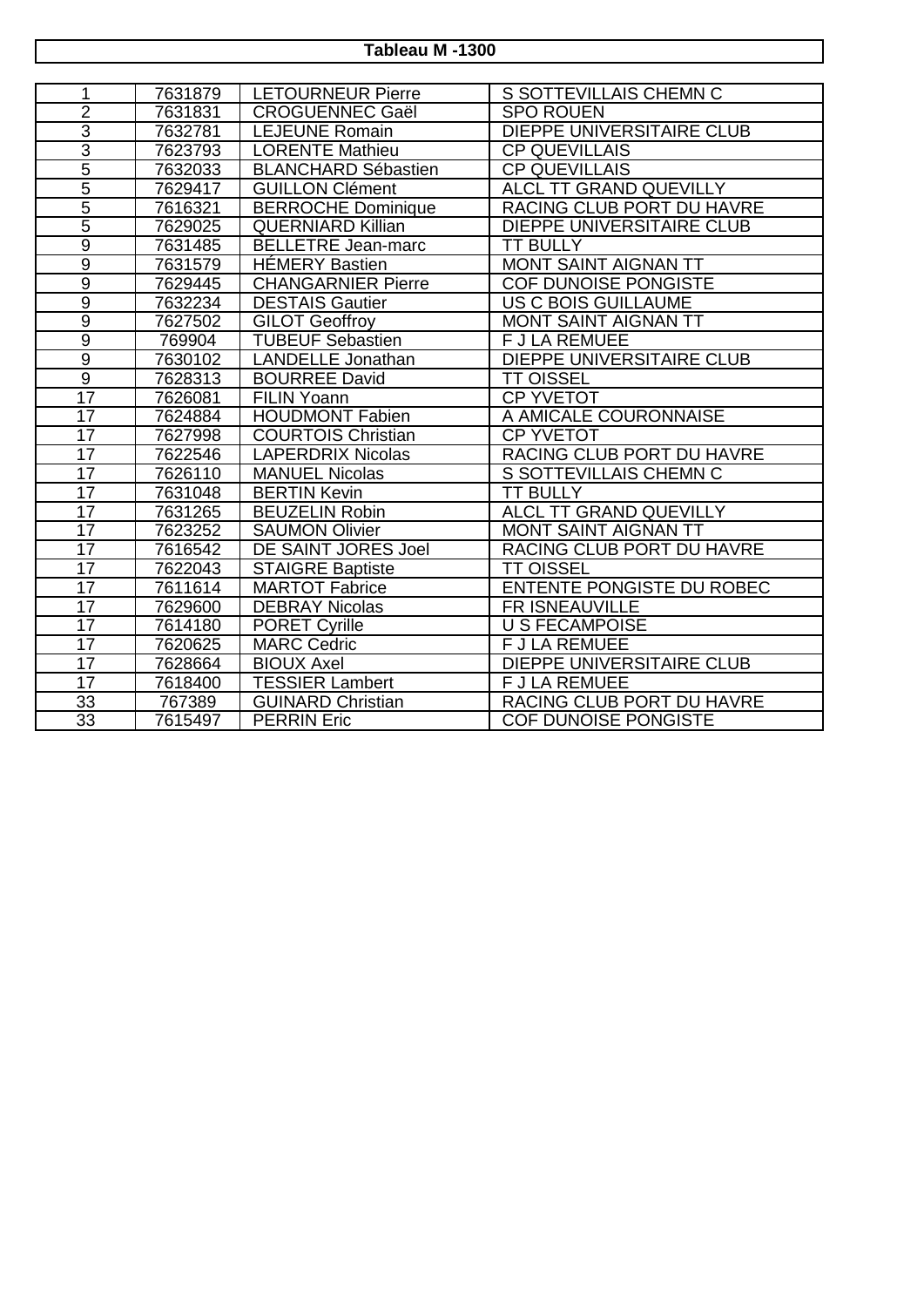**Tableau M -1300**

| | | | |
|---|---|---|---|
| 1 | 7631879 | LETOURNEUR Pierre | S SOTTEVILLAIS CHEMN C |
| 2 | 7631831 | CROGUENNEC Gaël | SPO ROUEN |
| 3 | 7632781 | LEJEUNE Romain | DIEPPE UNIVERSITAIRE CLUB |
| 3 | 7623793 | LORENTE Mathieu | CP QUEVILLAIS |
| 5 | 7632033 | BLANCHARD Sébastien | CP QUEVILLAIS |
| 5 | 7629417 | GUILLON Clément | ALCL TT GRAND QUEVILLY |
| 5 | 7616321 | BERROCHE Dominique | RACING CLUB PORT DU HAVRE |
| 5 | 7629025 | QUERNIARD Killian | DIEPPE UNIVERSITAIRE CLUB |
| 9 | 7631485 | BELLETRE Jean-marc | TT BULLY |
| 9 | 7631579 | HÉMERY Bastien | MONT SAINT AIGNAN TT |
| 9 | 7629445 | CHANGARNIER Pierre | COF DUNOISE PONGISTE |
| 9 | 7632234 | DESTAIS Gautier | US C BOIS GUILLAUME |
| 9 | 7627502 | GILOT Geoffroy | MONT SAINT AIGNAN TT |
| 9 | 769904 | TUBEUF Sebastien | F J LA REMUEE |
| 9 | 7630102 | LANDELLE Jonathan | DIEPPE UNIVERSITAIRE CLUB |
| 9 | 7628313 | BOURREE David | TT OISSEL |
| 17 | 7626081 | FILIN Yoann | CP YVETOT |
| 17 | 7624884 | HOUDMONT Fabien | A AMICALE COURONNAISE |
| 17 | 7627998 | COURTOIS Christian | CP YVETOT |
| 17 | 7622546 | LAPERDRIX Nicolas | RACING CLUB PORT DU HAVRE |
| 17 | 7626110 | MANUEL Nicolas | S SOTTEVILLAIS CHEMN C |
| 17 | 7631048 | BERTIN Kevin | TT BULLY |
| 17 | 7631265 | BEUZELIN Robin | ALCL TT GRAND QUEVILLY |
| 17 | 7623252 | SAUMON Olivier | MONT SAINT AIGNAN TT |
| 17 | 7616542 | DE SAINT JORES Joel | RACING CLUB PORT DU HAVRE |
| 17 | 7622043 | STAIGRE Baptiste | TT OISSEL |
| 17 | 7611614 | MARTOT Fabrice | ENTENTE PONGISTE DU ROBEC |
| 17 | 7629600 | DEBRAY Nicolas | FR ISNEAUVILLE |
| 17 | 7614180 | PORET Cyrille | U S FECAMPOISE |
| 17 | 7620625 | MARC Cedric | F J LA REMUEE |
| 17 | 7628664 | BIOUX Axel | DIEPPE UNIVERSITAIRE CLUB |
| 17 | 7618400 | TESSIER Lambert | F J LA REMUEE |
| 33 | 767389 | GUINARD Christian | RACING CLUB PORT DU HAVRE |
| 33 | 7615497 | PERRIN Eric | COF DUNOISE PONGISTE |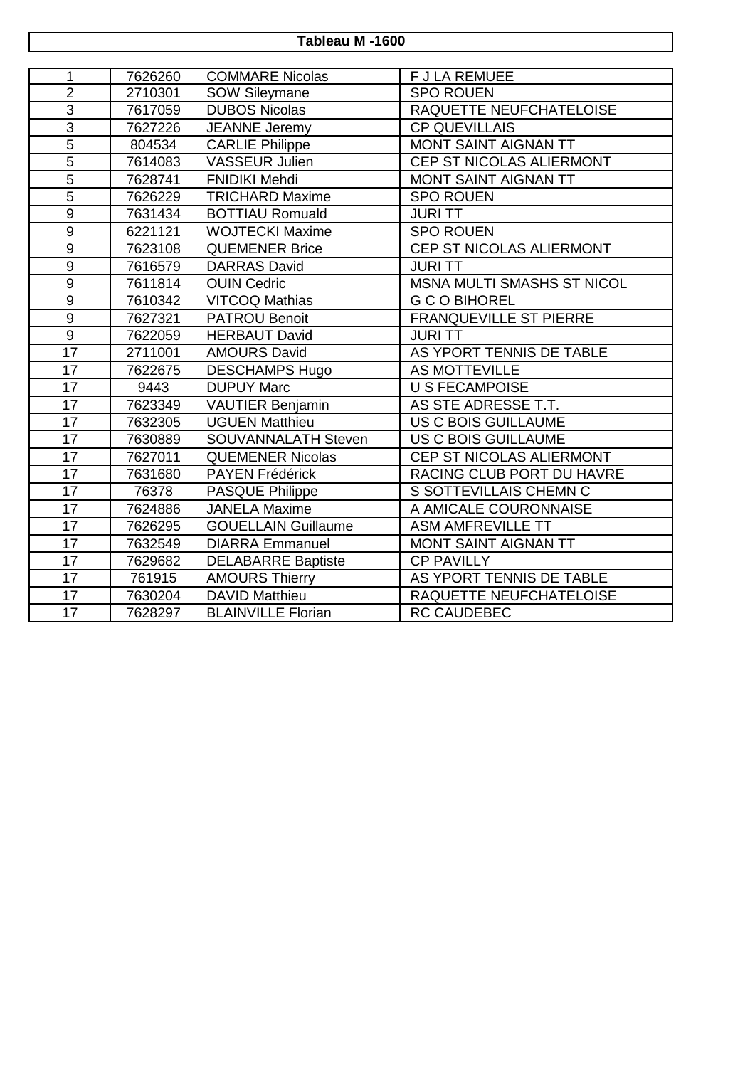**Tableau M -1600**

| | | | |
|---|---|---|---|
| 1 | 7626260 | COMMARE Nicolas | F J LA REMUEE |
| 2 | 2710301 | SOW Sileymane | SPO ROUEN |
| 3 | 7617059 | DUBOS Nicolas | RAQUETTE NEUFCHATELOISE |
| 3 | 7627226 | JEANNE Jeremy | CP QUEVILLAIS |
| 5 | 804534 | CARLIE Philippe | MONT SAINT AIGNAN TT |
| 5 | 7614083 | VASSEUR Julien | CEP ST NICOLAS ALIERMONT |
| 5 | 7628741 | FNIDIKI Mehdi | MONT SAINT AIGNAN TT |
| 5 | 7626229 | TRICHARD Maxime | SPO ROUEN |
| 9 | 7631434 | BOTTIAU Romuald | JURI TT |
| 9 | 6221121 | WOJTECKI Maxime | SPO ROUEN |
| 9 | 7623108 | QUEMENER Brice | CEP ST NICOLAS ALIERMONT |
| 9 | 7616579 | DARRAS David | JURI TT |
| 9 | 7611814 | OUIN Cedric | MSNA MULTI SMASHS ST NICOL |
| 9 | 7610342 | VITCOQ Mathias | G C O BIHOREL |
| 9 | 7627321 | PATROU Benoit | FRANQUEVILLE ST PIERRE |
| 9 | 7622059 | HERBAUT David | JURI TT |
| 17 | 2711001 | AMOURS David | AS YPORT TENNIS DE TABLE |
| 17 | 7622675 | DESCHAMPS Hugo | AS MOTTEVILLE |
| 17 | 9443 | DUPUY Marc | U S FECAMPOISE |
| 17 | 7623349 | VAUTIER Benjamin | AS STE ADRESSE T.T. |
| 17 | 7632305 | UGUEN Matthieu | US C BOIS GUILLAUME |
| 17 | 7630889 | SOUVANNALATH Steven | US C BOIS GUILLAUME |
| 17 | 7627011 | QUEMENER Nicolas | CEP ST NICOLAS ALIERMONT |
| 17 | 7631680 | PAYEN Frédérick | RACING CLUB PORT DU HAVRE |
| 17 | 76378 | PASQUE Philippe | S SOTTEVILLAIS CHEMN C |
| 17 | 7624886 | JANELA Maxime | A AMICALE COURONNAISE |
| 17 | 7626295 | GOUELLAIN Guillaume | ASM AMFREVILLE TT |
| 17 | 7632549 | DIARRA Emmanuel | MONT SAINT AIGNAN TT |
| 17 | 7629682 | DELABARRE Baptiste | CP PAVILLY |
| 17 | 761915 | AMOURS Thierry | AS YPORT TENNIS DE TABLE |
| 17 | 7630204 | DAVID Matthieu | RAQUETTE NEUFCHATELOISE |
| 17 | 7628297 | BLAINVILLE Florian | RC CAUDEBEC |